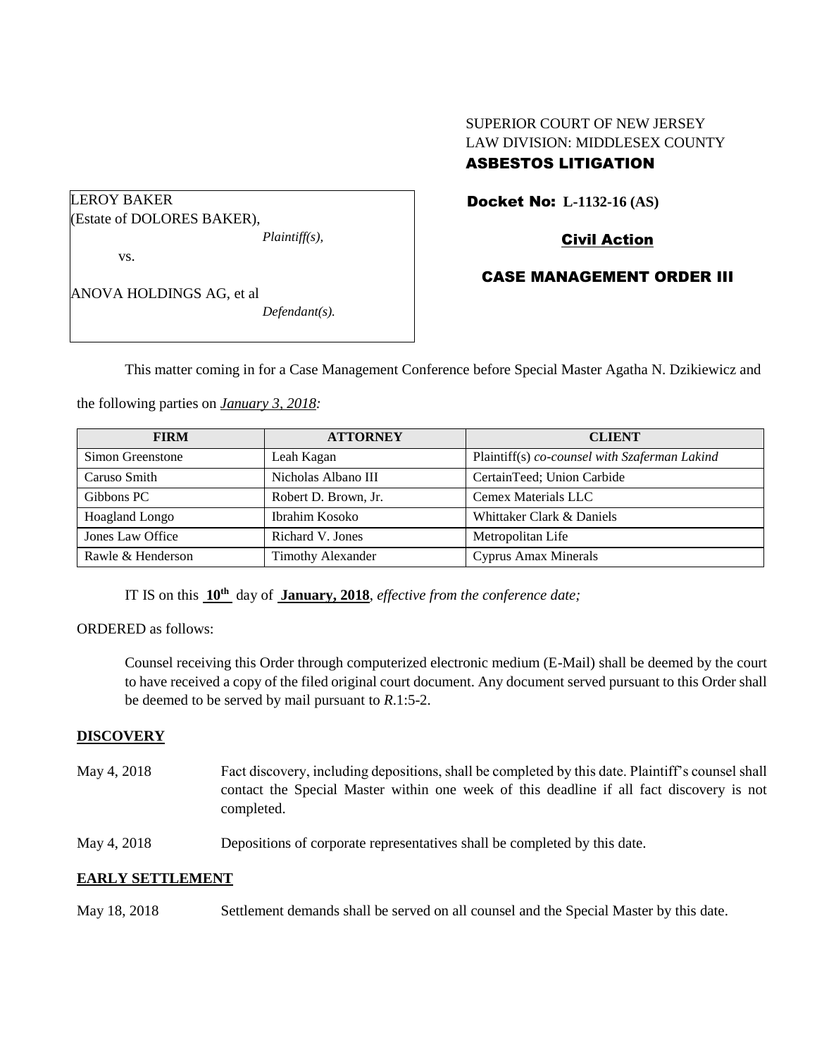SUPERIOR COURT OF NEW JERSEY
LAW DIVISION: MIDDLESEX COUNTY
**ASBESTOS LITIGATION**

LEROY BAKER
(Estate of DOLORES BAKER),
*Plaintiff(s),*

vs.

ANOVA HOLDINGS AG, et al
*Defendant(s).*

**Docket No: L-1132-16 (AS)**

**Civil Action**

**CASE MANAGEMENT ORDER III**

This matter coming in for a Case Management Conference before Special Master Agatha N. Dzikiewicz and the following parties on *January 3, 2018:*

| FIRM | ATTORNEY | CLIENT |
|---|---|---|
| Simon Greenstone | Leah Kagan | Plaintiff(s) *co-counsel with Szaferman Lakind* |
| Caruso Smith | Nicholas Albano III | CertainTeed; Union Carbide |
| Gibbons PC | Robert D. Brown, Jr. | Cemex Materials LLC |
| Hoagland Longo | Ibrahim Kosoko | Whittaker Clark & Daniels |
| Jones Law Office | Richard V. Jones | Metropolitan Life |
| Rawle & Henderson | Timothy Alexander | Cyprus Amax Minerals |

IT IS on this **10th** day of **January, 2018**, *effective from the conference date;*

ORDERED as follows:

Counsel receiving this Order through computerized electronic medium (E-Mail) shall be deemed by the court to have received a copy of the filed original court document. Any document served pursuant to this Order shall be deemed to be served by mail pursuant to *R*.1:5-2.

**DISCOVERY**

May 4, 2018 — Fact discovery, including depositions, shall be completed by this date. Plaintiff's counsel shall contact the Special Master within one week of this deadline if all fact discovery is not completed.

May 4, 2018 — Depositions of corporate representatives shall be completed by this date.

**EARLY SETTLEMENT**

May 18, 2018 — Settlement demands shall be served on all counsel and the Special Master by this date.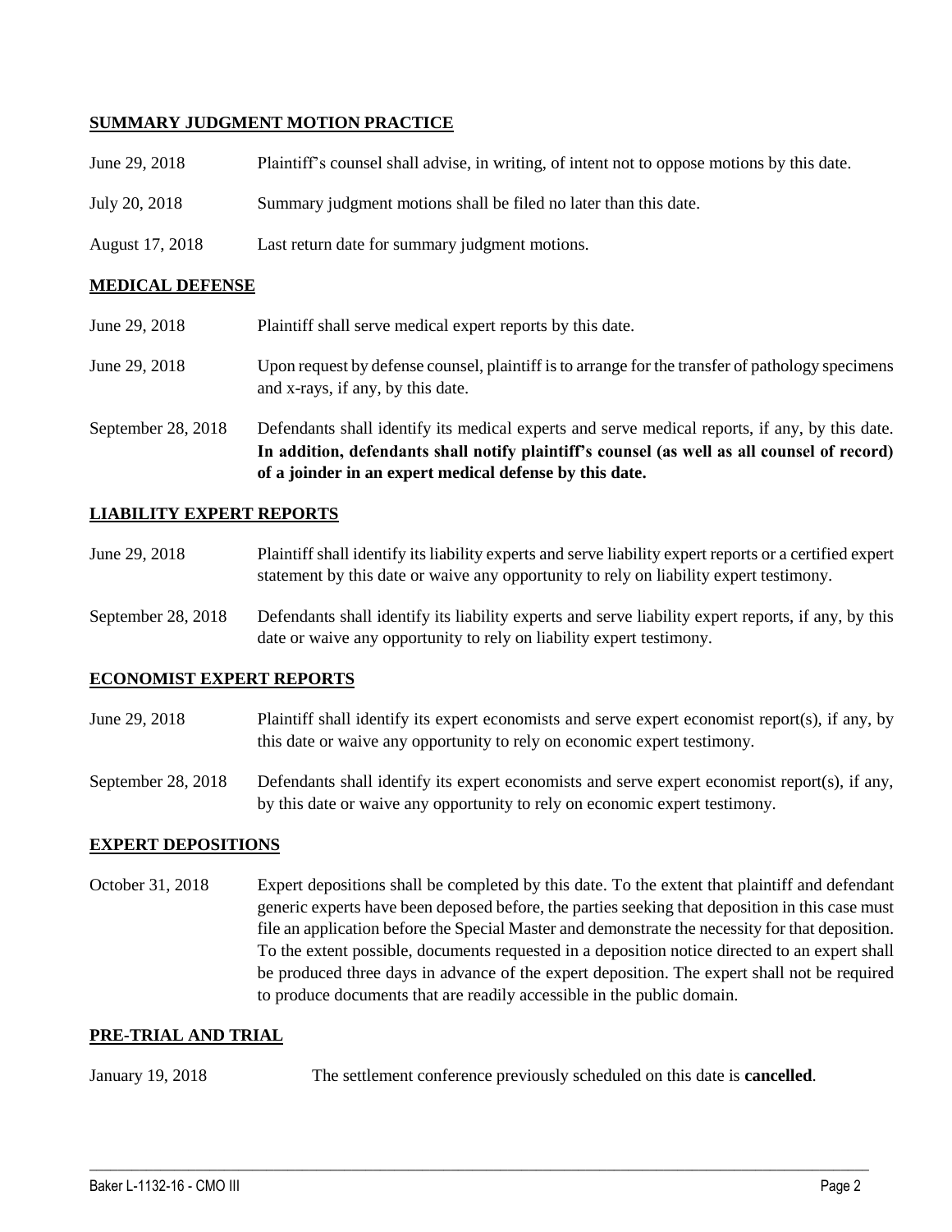## SUMMARY JUDGMENT MOTION PRACTICE

| | |
|---|---|
| June 29, 2018 | Plaintiff's counsel shall advise, in writing, of intent not to oppose motions by this date. |
| July 20, 2018 | Summary judgment motions shall be filed no later than this date. |
| August 17, 2018 | Last return date for summary judgment motions. |

## MEDICAL DEFENSE

| | |
|---|---|
| June 29, 2018 | Plaintiff shall serve medical expert reports by this date. |
| June 29, 2018 | Upon request by defense counsel, plaintiff is to arrange for the transfer of pathology specimens and x-rays, if any, by this date. |
| September 28, 2018 | Defendants shall identify its medical experts and serve medical reports, if any, by this date. **In addition, defendants shall notify plaintiff's counsel (as well as all counsel of record) of a joinder in an expert medical defense by this date.** |

## LIABILITY EXPERT REPORTS

| | |
|---|---|
| June 29, 2018 | Plaintiff shall identify its liability experts and serve liability expert reports or a certified expert statement by this date or waive any opportunity to rely on liability expert testimony. |
| September 28, 2018 | Defendants shall identify its liability experts and serve liability expert reports, if any, by this date or waive any opportunity to rely on liability expert testimony. |

## ECONOMIST EXPERT REPORTS

| | |
|---|---|
| June 29, 2018 | Plaintiff shall identify its expert economists and serve expert economist report(s), if any, by this date or waive any opportunity to rely on economic expert testimony. |
| September 28, 2018 | Defendants shall identify its expert economists and serve expert economist report(s), if any, by this date or waive any opportunity to rely on economic expert testimony. |

## EXPERT DEPOSITIONS

| | |
|---|---|
| October 31, 2018 | Expert depositions shall be completed by this date. To the extent that plaintiff and defendant generic experts have been deposed before, the parties seeking that deposition in this case must file an application before the Special Master and demonstrate the necessity for that deposition. To the extent possible, documents requested in a deposition notice directed to an expert shall be produced three days in advance of the expert deposition. The expert shall not be required to produce documents that are readily accessible in the public domain. |

## PRE-TRIAL AND TRIAL

| | |
|---|---|
| January 19, 2018 | The settlement conference previously scheduled on this date is **cancelled**. |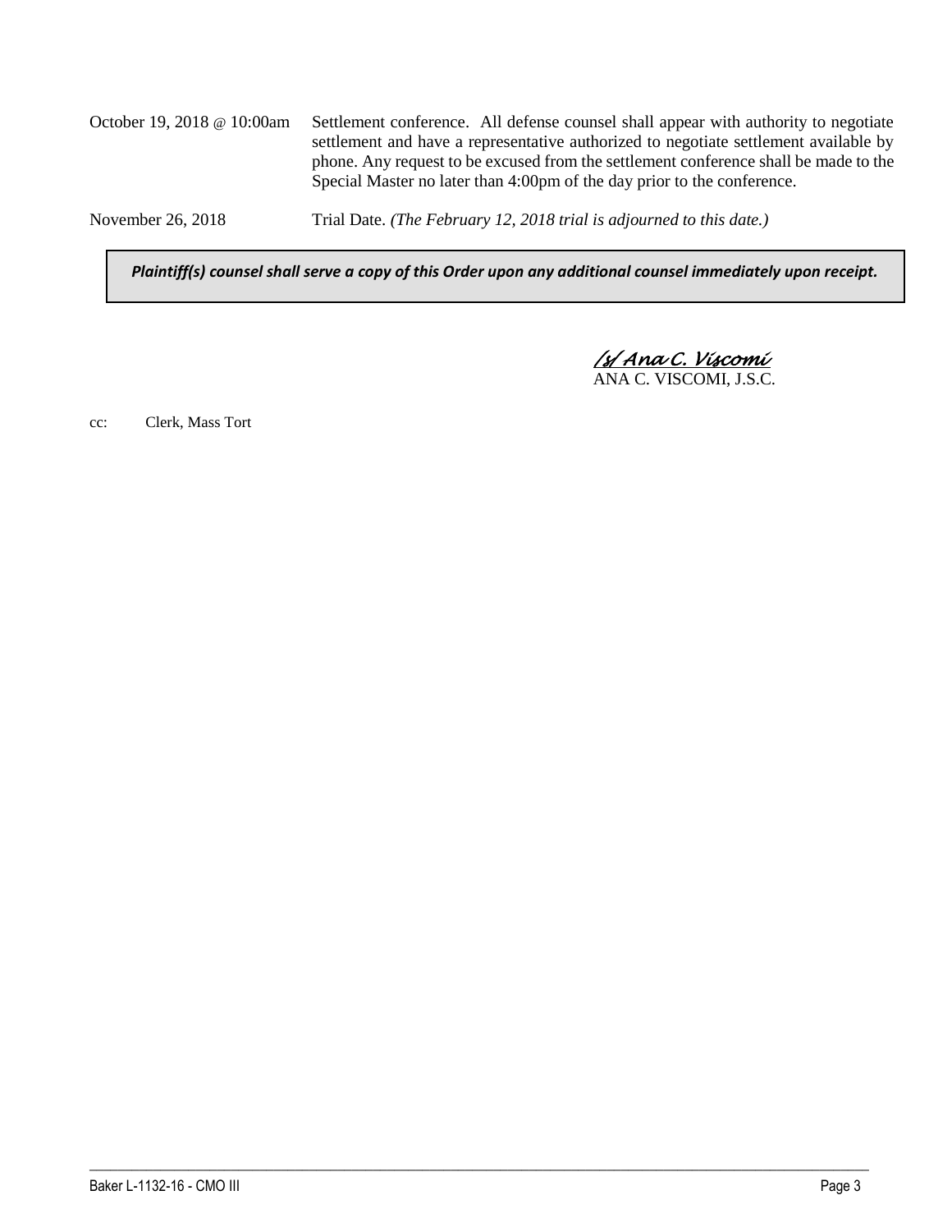| | |
|---|---|
| October 19, 2018 @ 10:00am | Settlement conference. All defense counsel shall appear with authority to negotiate settlement and have a representative authorized to negotiate settlement available by phone. Any request to be excused from the settlement conference shall be made to the Special Master no later than 4:00pm of the day prior to the conference. |
| November 26, 2018 | Trial Date. *(The February 12, 2018 trial is adjourned to this date.)* |

***Plaintiff(s) counsel shall serve a copy of this Order upon any additional counsel immediately upon receipt.***

*/s/ Ana C. Viscomi*
ANA C. VISCOMI, J.S.C.

cc: Clerk, Mass Tort